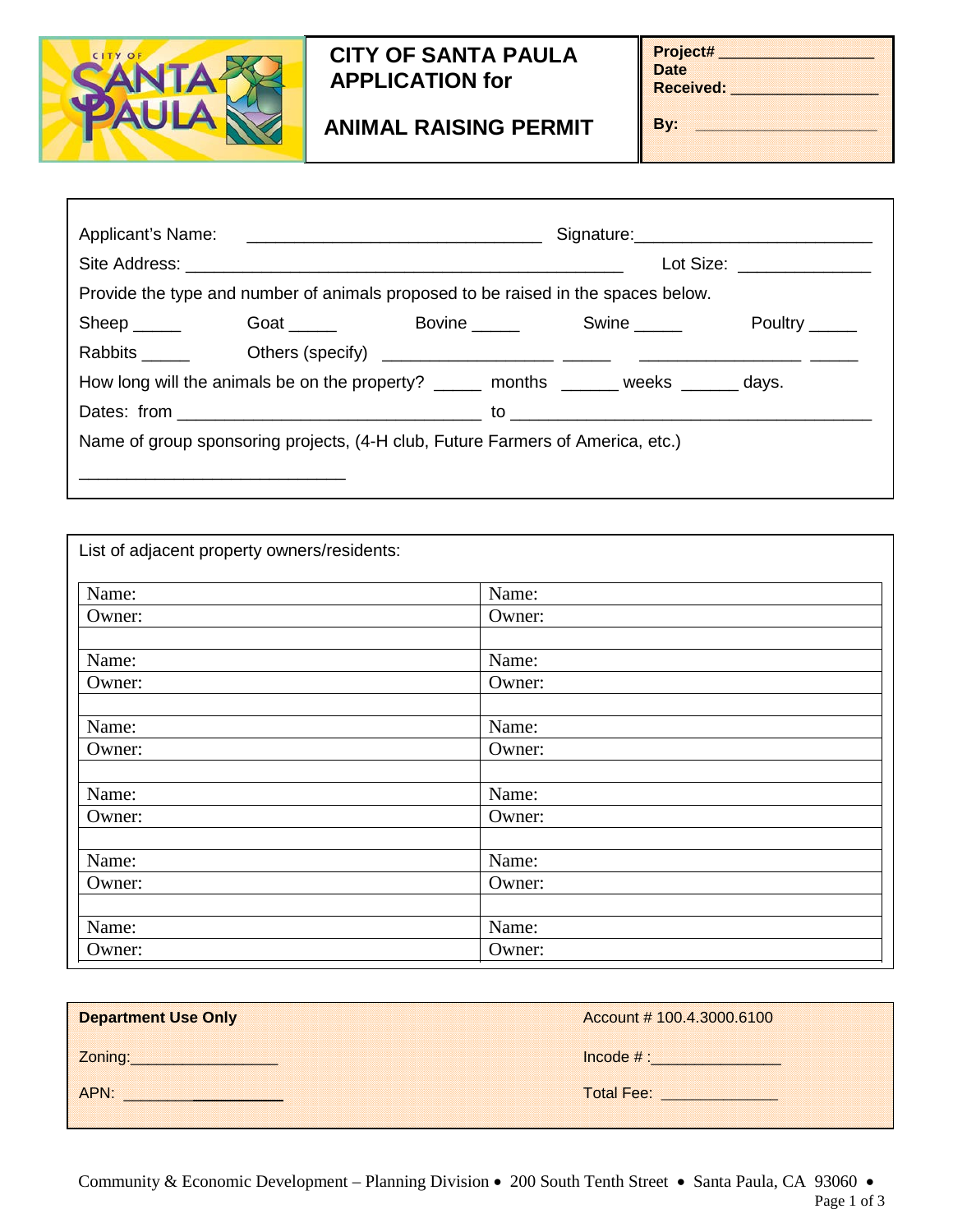# CITY OF SANTA PAULA APPLICATION for

## ANIMAL RAISING PERMIT

**Project#** ________________
**Date Received:** ________________
**By:** ________________

Applicant's Name: ______________________________ Signature: ________________________

Site Address: ____________________________________________ Lot Size: ____________

Provide the type and number of animals proposed to be raised in the spaces below.

Sheep _____ Goat _____ Bovine _____ Swine _____ Poultry _____

Rabbits _____ Others (specify) _________________ _____ _________________ _____

How long will the animals be on the property? _____ months ______ weeks ______ days.

Dates: from ______________________________ to ____________________________________

Name of group sponsoring projects, (4-H club, Future Farmers of America, etc.)

___________________________

List of adjacent property owners/residents:

| | |
|---|---|
| Name: | Name: |
| Owner: | Owner: |
| | |
| Name: | Name: |
| Owner: | Owner: |
| | |
| Name: | Name: |
| Owner: | Owner: |
| | |
| Name: | Name: |
| Owner: | Owner: |
| | |
| Name: | Name: |
| Owner: | Owner: |
| | |
| Name: | Name: |
| Owner: | Owner: |

**Department Use Only**

Account # 100.4.3000.6100

Zoning: ________________

Incode # : ______________

APN: ________________

Total Fee: ____________

Community & Economic Development – Planning Division • 200 South Tenth Street • Santa Paula, CA 93060 •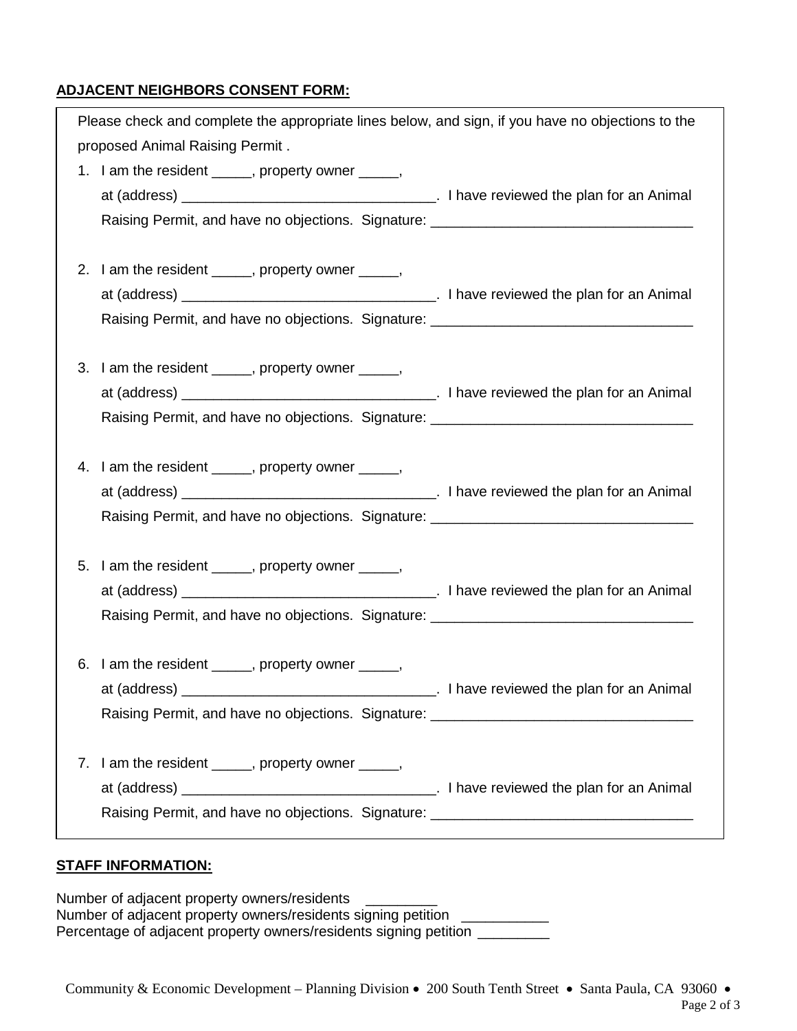**ADJACENT NEIGHBORS CONSENT FORM:**

Please check and complete the appropriate lines below, and sign, if you have no objections to the proposed Animal Raising Permit .

1. I am the resident _____, property owner _____, at (address) ________________________________. I have reviewed the plan for an Animal Raising Permit, and have no objections. Signature: ________________________________

2. I am the resident _____, property owner _____, at (address) ________________________________. I have reviewed the plan for an Animal Raising Permit, and have no objections. Signature: ________________________________

3. I am the resident _____, property owner _____, at (address) ________________________________. I have reviewed the plan for an Animal Raising Permit, and have no objections. Signature: ________________________________

4. I am the resident _____, property owner _____, at (address) ________________________________. I have reviewed the plan for an Animal Raising Permit, and have no objections. Signature: ________________________________

5. I am the resident _____, property owner _____, at (address) ________________________________. I have reviewed the plan for an Animal Raising Permit, and have no objections. Signature: ________________________________

6. I am the resident _____, property owner _____, at (address) ________________________________. I have reviewed the plan for an Animal Raising Permit, and have no objections. Signature: ________________________________

7. I am the resident _____, property owner _____, at (address) ________________________________. I have reviewed the plan for an Animal Raising Permit, and have no objections. Signature: ________________________________

**STAFF INFORMATION:**

Number of adjacent property owners/residents _________
Number of adjacent property owners/residents signing petition ___________
Percentage of adjacent property owners/residents signing petition _________

Community & Economic Development – Planning Division • 200 South Tenth Street • Santa Paula, CA 93060 •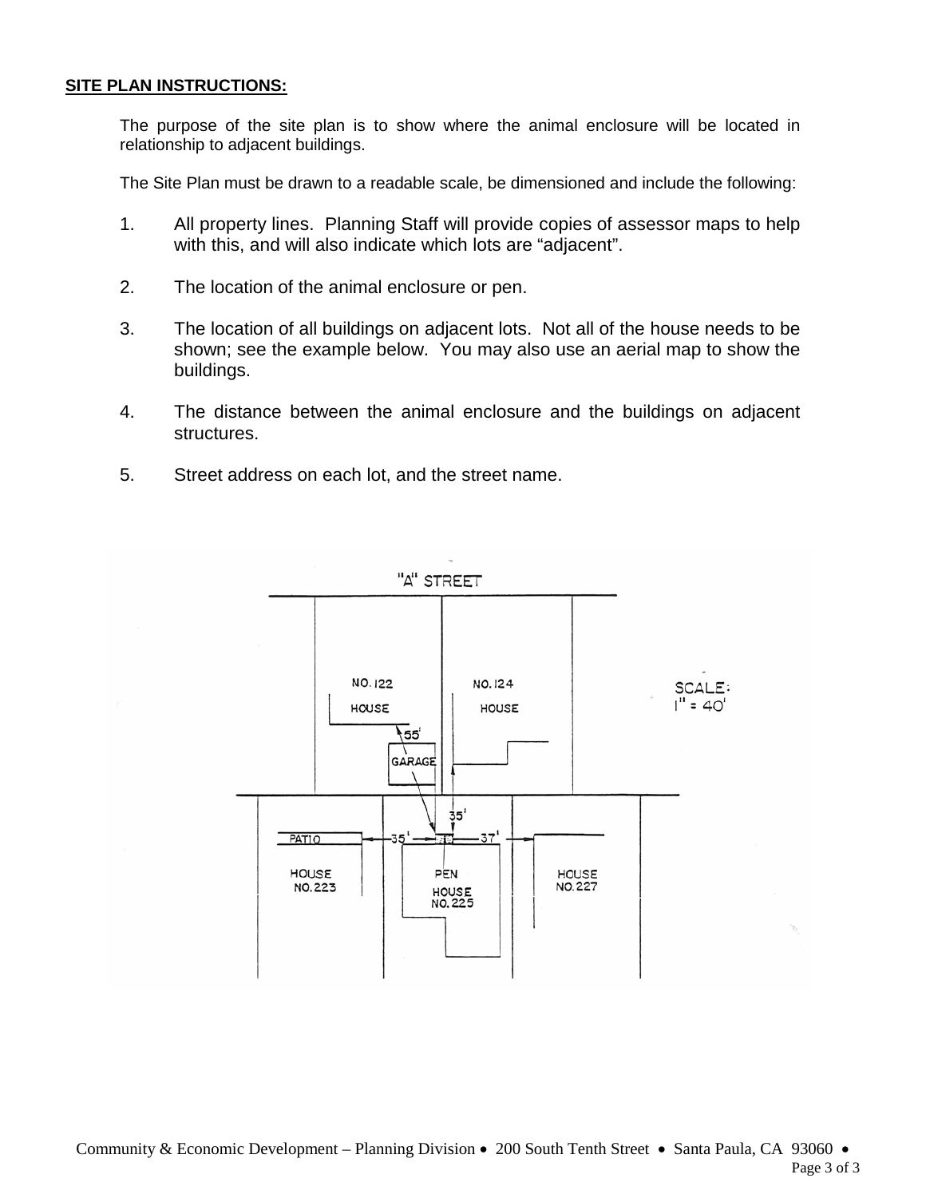**SITE PLAN INSTRUCTIONS:**

The purpose of the site plan is to show where the animal enclosure will be located in relationship to adjacent buildings.

The Site Plan must be drawn to a readable scale, be dimensioned and include the following:

1. All property lines. Planning Staff will provide copies of assessor maps to help with this, and will also indicate which lots are "adjacent".

2. The location of the animal enclosure or pen.

3. The location of all buildings on adjacent lots. Not all of the house needs to be shown; see the example below. You may also use an aerial map to show the buildings.

4. The distance between the animal enclosure and the buildings on adjacent structures.

5. Street address on each lot, and the street name.

"A" STREET

NO. 122
HOUSE

NO. 124
HOUSE

SCALE:
1" = 40'

55'

GARAGE

35'

PATIO

35'

37'

HOUSE
NO. 223

PEN

HOUSE
NO. 225

HOUSE
NO. 227